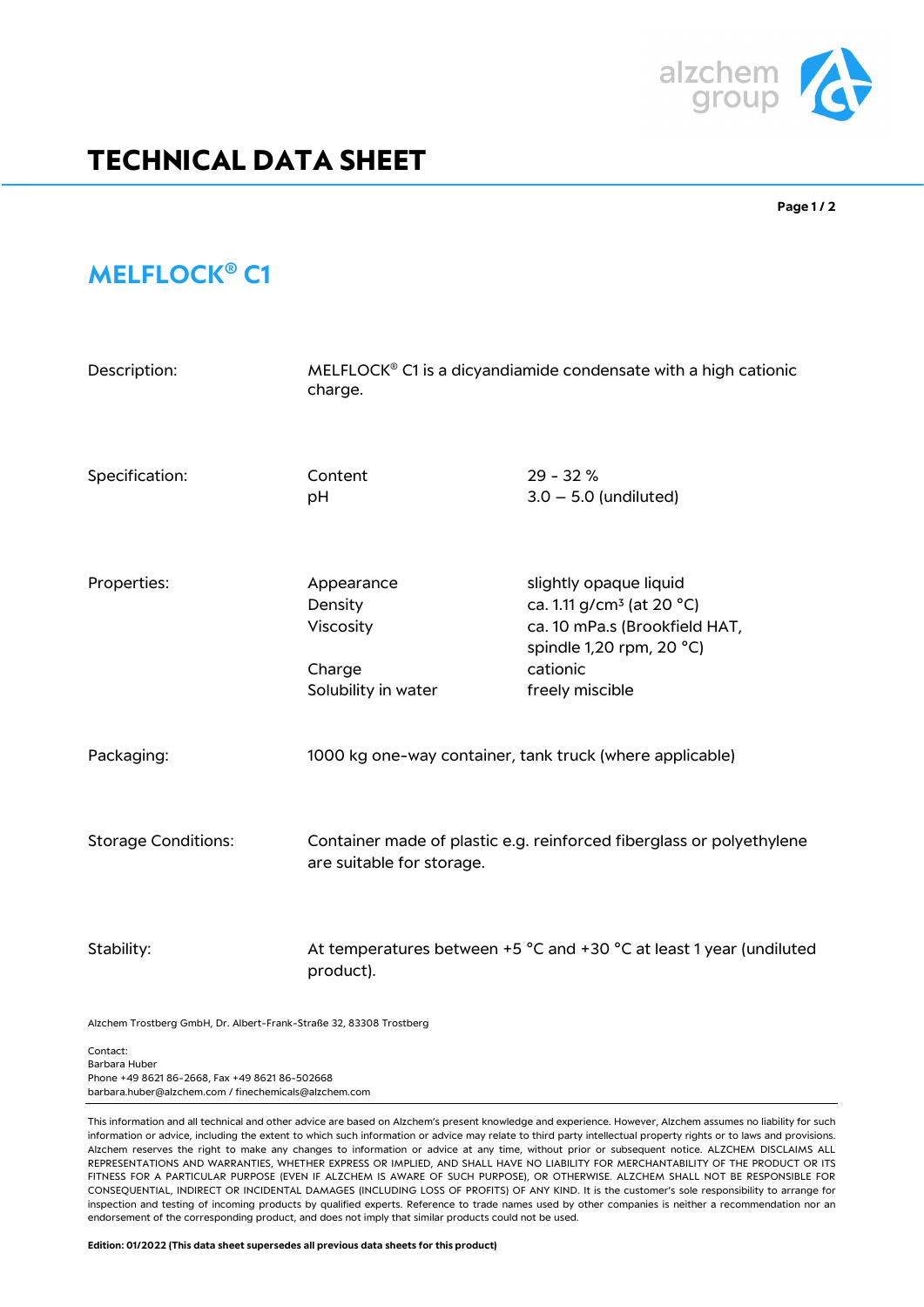# TECHNICAL DATA SHEET

## MELFLOCK® C1

| | | |
|---|---|---|
| Description: | MELFLOCK® C1 is a dicyandiamide condensate with a high cationic charge. | |
| Specification: | Content | 29 - 32 % |
| | pH | 3.0 – 5.0 (undiluted) |
| Properties: | Appearance | slightly opaque liquid |
| | Density | ca. 1.11 g/cm³ (at 20 °C) |
| | Viscosity | ca. 10 mPa.s (Brookfield HAT, spindle 1,20 rpm, 20 °C) |
| | Charge | cationic |
| | Solubility in water | freely miscible |
| Packaging: | 1000 kg one-way container, tank truck (where applicable) | |
| Storage Conditions: | Container made of plastic e.g. reinforced fiberglass or polyethylene are suitable for storage. | |
| Stability: | At temperatures between +5 °C and +30 °C at least 1 year (undiluted product). | |

Alzchem Trostberg GmbH, Dr. Albert-Frank-Straße 32, 83308 Trostberg

Contact:
Barbara Huber
Phone +49 8621 86-2668, Fax +49 8621 86-502668
barbara.huber@alzchem.com / finechemicals@alzchem.com

This information and all technical and other advice are based on Alzchem's present knowledge and experience. However, Alzchem assumes no liability for such information or advice, including the extent to which such information or advice may relate to third party intellectual property rights or to laws and provisions. Alzchem reserves the right to make any changes to information or advice at any time, without prior or subsequent notice. ALZCHEM DISCLAIMS ALL REPRESENTATIONS AND WARRANTIES, WHETHER EXPRESS OR IMPLIED, AND SHALL HAVE NO LIABILITY FOR MERCHANTABILITY OF THE PRODUCT OR ITS FITNESS FOR A PARTICULAR PURPOSE (EVEN IF ALZCHEM IS AWARE OF SUCH PURPOSE), OR OTHERWISE. ALZCHEM SHALL NOT BE RESPONSIBLE FOR CONSEQUENTIAL, INDIRECT OR INCIDENTAL DAMAGES (INCLUDING LOSS OF PROFITS) OF ANY KIND. It is the customer's sole responsibility to arrange for inspection and testing of incoming products by qualified experts. Reference to trade names used by other companies is neither a recommendation nor an endorsement of the corresponding product, and does not imply that similar products could not be used.

**Edition: 01/2022 (This data sheet supersedes all previous data sheets for this product)**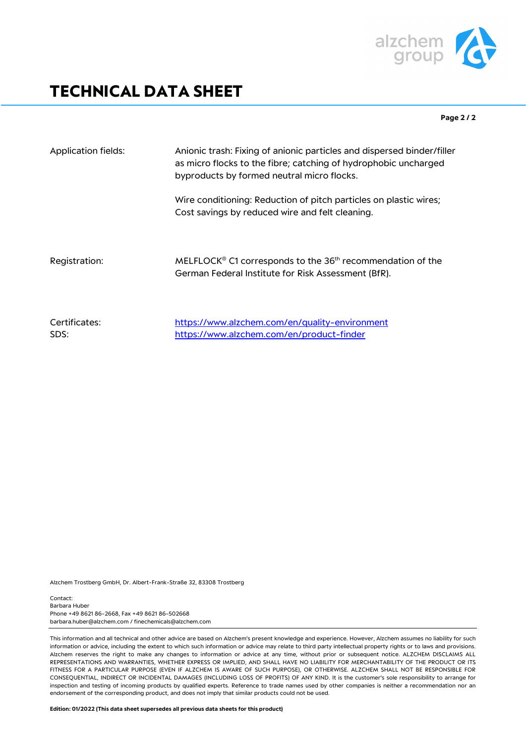# TECHNICAL DATA SHEET

| | |
|---|---|
| Application fields: | Anionic trash: Fixing of anionic particles and dispersed binder/filler as micro flocks to the fibre; catching of hydrophobic uncharged byproducts by formed neutral micro flocks.<br><br>Wire conditioning: Reduction of pitch particles on plastic wires; Cost savings by reduced wire and felt cleaning. |
| Registration: | MELFLOCK® C1 corresponds to the 36th recommendation of the German Federal Institute for Risk Assessment (BfR). |
| Certificates: | https://www.alzchem.com/en/quality-environment |
| SDS: | https://www.alzchem.com/en/product-finder |

Alzchem Trostberg GmbH, Dr. Albert-Frank-Straße 32, 83308 Trostberg

Contact:
Barbara Huber
Phone +49 8621 86-2668, Fax +49 8621 86-502668
barbara.huber@alzchem.com / finechemicals@alzchem.com

This information and all technical and other advice are based on Alzchem's present knowledge and experience. However, Alzchem assumes no liability for such information or advice, including the extent to which such information or advice may relate to third party intellectual property rights or to laws and provisions. Alzchem reserves the right to make any changes to information or advice at any time, without prior or subsequent notice. ALZCHEM DISCLAIMS ALL REPRESENTATIONS AND WARRANTIES, WHETHER EXPRESS OR IMPLIED, AND SHALL HAVE NO LIABILITY FOR MERCHANTABILITY OF THE PRODUCT OR ITS FITNESS FOR A PARTICULAR PURPOSE (EVEN IF ALZCHEM IS AWARE OF SUCH PURPOSE), OR OTHERWISE. ALZCHEM SHALL NOT BE RESPONSIBLE FOR CONSEQUENTIAL, INDIRECT OR INCIDENTAL DAMAGES (INCLUDING LOSS OF PROFITS) OF ANY KIND. It is the customer's sole responsibility to arrange for inspection and testing of incoming products by qualified experts. Reference to trade names used by other companies is neither a recommendation nor an endorsement of the corresponding product, and does not imply that similar products could not be used.

**Edition: 01/2022 (This data sheet supersedes all previous data sheets for this product)**